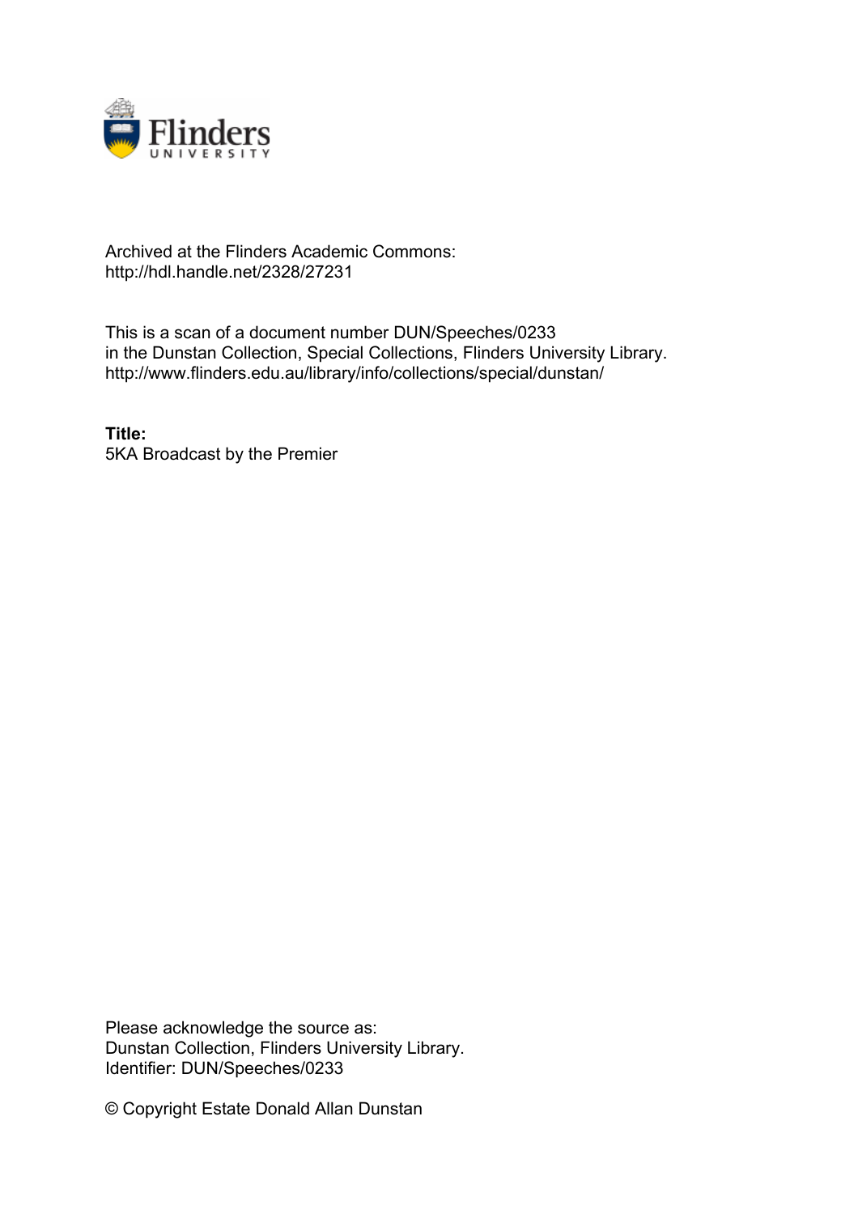Archived at the Flinders Academic Commons:
http://hdl.handle.net/2328/27231

This is a scan of a document number DUN/Speeches/0233
in the Dunstan Collection, Special Collections, Flinders University Library.
http://www.flinders.edu.au/library/info/collections/special/dunstan/

**Title:**
5KA Broadcast by the Premier

Please acknowledge the source as:
Dunstan Collection, Flinders University Library.
Identifier: DUN/Speeches/0233

© Copyright Estate Donald Allan Dunstan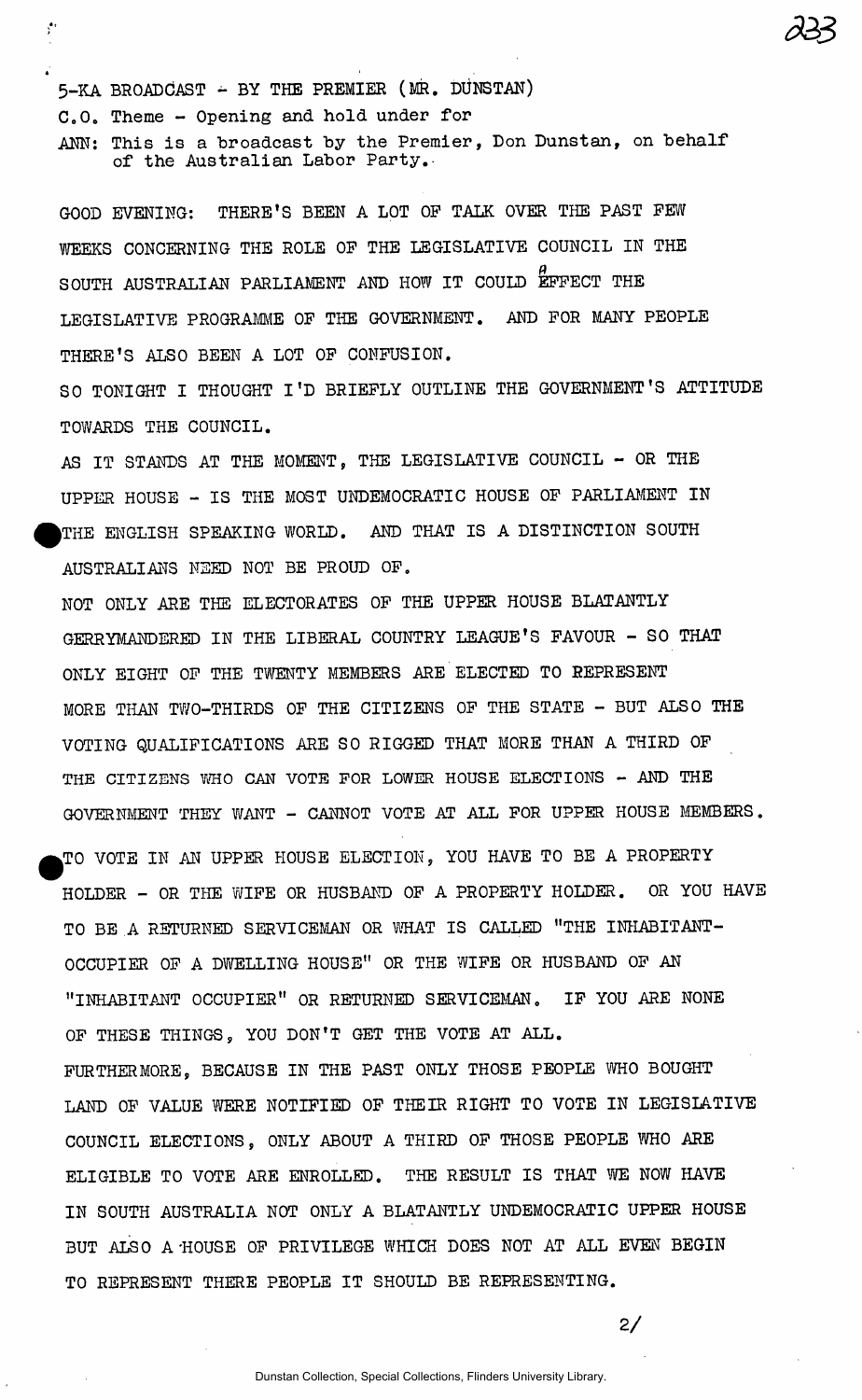5-KA BROADCAST - BY THE PREMIER (MR. DUNSTAN)

C.O. Theme - Opening and hold under for

ANN: This is a broadcast by the Premier, Don Dunstan, on behalf of the Australian Labor Party.

GOOD EVENING: THERE'S BEEN A LOT OF TALK OVER THE PAST FEW WEEKS CONCERNING THE ROLE OF THE LEGISLATIVE COUNCIL IN THE SOUTH AUSTRALIAN PARLIAMENT AND HOW IT COULD AFFECT THE LEGISLATIVE PROGRAMME OF THE GOVERNMENT. AND FOR MANY PEOPLE THERE'S ALSO BEEN A LOT OF CONFUSION.

SO TONIGHT I THOUGHT I'D BRIEFLY OUTLINE THE GOVERNMENT'S ATTITUDE TOWARDS THE COUNCIL.

AS IT STANDS AT THE MOMENT, THE LEGISLATIVE COUNCIL - OR THE UPPER HOUSE - IS THE MOST UNDEMOCRATIC HOUSE OF PARLIAMENT IN THE ENGLISH SPEAKING WORLD. AND THAT IS A DISTINCTION SOUTH AUSTRALIANS NEED NOT BE PROUD OF.

NOT ONLY ARE THE ELECTORATES OF THE UPPER HOUSE BLATANTLY GERRYMANDERED IN THE LIBERAL COUNTRY LEAGUE'S FAVOUR - SO THAT ONLY EIGHT OF THE TWENTY MEMBERS ARE ELECTED TO REPRESENT MORE THAN TWO-THIRDS OF THE CITIZENS OF THE STATE - BUT ALSO THE VOTING QUALIFICATIONS ARE SO RIGGED THAT MORE THAN A THIRD OF THE CITIZENS WHO CAN VOTE FOR LOWER HOUSE ELECTIONS - AND THE GOVERNMENT THEY WANT - CANNOT VOTE AT ALL FOR UPPER HOUSE MEMBERS.

TO VOTE IN AN UPPER HOUSE ELECTION, YOU HAVE TO BE A PROPERTY HOLDER - OR THE WIFE OR HUSBAND OF A PROPERTY HOLDER. OR YOU HAVE TO BE A RETURNED SERVICEMAN OR WHAT IS CALLED "THE INHABITANT-OCCUPIER OF A DWELLING HOUSE" OR THE WIFE OR HUSBAND OF AN "INHABITANT OCCUPIER" OR RETURNED SERVICEMAN. IF YOU ARE NONE OF THESE THINGS, YOU DON'T GET THE VOTE AT ALL.

FURTHERMORE, BECAUSE IN THE PAST ONLY THOSE PEOPLE WHO BOUGHT LAND OF VALUE WERE NOTIFIED OF THEIR RIGHT TO VOTE IN LEGISLATIVE COUNCIL ELECTIONS, ONLY ABOUT A THIRD OF THOSE PEOPLE WHO ARE ELIGIBLE TO VOTE ARE ENROLLED. THE RESULT IS THAT WE NOW HAVE IN SOUTH AUSTRALIA NOT ONLY A BLATANTLY UNDEMOCRATIC UPPER HOUSE BUT ALSO A HOUSE OF PRIVILEGE WHICH DOES NOT AT ALL EVEN BEGIN TO REPRESENT THERE PEOPLE IT SHOULD BE REPRESENTING.

2/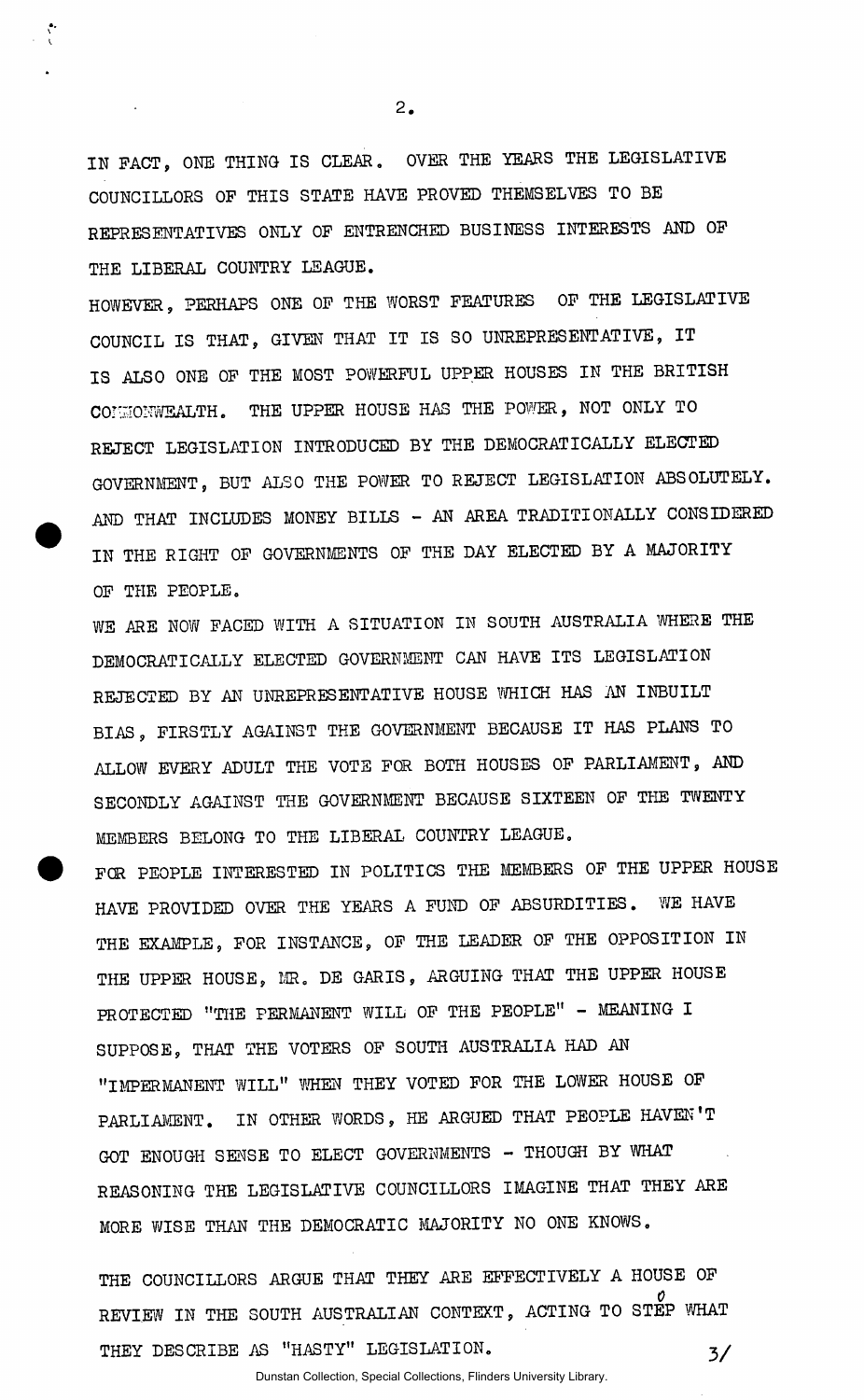IN FACT, ONE THING IS CLEAR. OVER THE YEARS THE LEGISLATIVE COUNCILLORS OF THIS STATE HAVE PROVED THEMSELVES TO BE REPRESENTATIVES ONLY OF ENTRENCHED BUSINESS INTERESTS AND OF THE LIBERAL COUNTRY LEAGUE.

HOWEVER, PERHAPS ONE OF THE WORST FEATURES OF THE LEGISLATIVE COUNCIL IS THAT, GIVEN THAT IT IS SO UNREPRESENTATIVE, IT IS ALSO ONE OF THE MOST POWERFUL UPPER HOUSES IN THE BRITISH COMMONWEALTH. THE UPPER HOUSE HAS THE POWER, NOT ONLY TO REJECT LEGISLATION INTRODUCED BY THE DEMOCRATICALLY ELECTED GOVERNMENT, BUT ALSO THE POWER TO REJECT LEGISLATION ABSOLUTELY. AND THAT INCLUDES MONEY BILLS - AN AREA TRADITIONALLY CONSIDERED IN THE RIGHT OF GOVERNMENTS OF THE DAY ELECTED BY A MAJORITY OF THE PEOPLE.

WE ARE NOW FACED WITH A SITUATION IN SOUTH AUSTRALIA WHERE THE DEMOCRATICALLY ELECTED GOVERNMENT CAN HAVE ITS LEGISLATION REJECTED BY AN UNREPRESENTATIVE HOUSE WHICH HAS AN INBUILT BIAS, FIRSTLY AGAINST THE GOVERNMENT BECAUSE IT HAS PLANS TO ALLOW EVERY ADULT THE VOTE FOR BOTH HOUSES OF PARLIAMENT, AND SECONDLY AGAINST THE GOVERNMENT BECAUSE SIXTEEN OF THE TWENTY MEMBERS BELONG TO THE LIBERAL COUNTRY LEAGUE.

FOR PEOPLE INTERESTED IN POLITICS THE MEMBERS OF THE UPPER HOUSE HAVE PROVIDED OVER THE YEARS A FUND OF ABSURDITIES. WE HAVE THE EXAMPLE, FOR INSTANCE, OF THE LEADER OF THE OPPOSITION IN THE UPPER HOUSE, MR. DE GARIS, ARGUING THAT THE UPPER HOUSE PROTECTED "THE PERMANENT WILL OF THE PEOPLE" - MEANING I SUPPOSE, THAT THE VOTERS OF SOUTH AUSTRALIA HAD AN "IMPERMANENT WILL" WHEN THEY VOTED FOR THE LOWER HOUSE OF PARLIAMENT. IN OTHER WORDS, HE ARGUED THAT PEOPLE HAVEN'T GOT ENOUGH SENSE TO ELECT GOVERNMENTS - THOUGH BY WHAT REASONING THE LEGISLATIVE COUNCILLORS IMAGINE THAT THEY ARE MORE WISE THAN THE DEMOCRATIC MAJORITY NO ONE KNOWS.

THE COUNCILLORS ARGUE THAT THEY ARE EFFECTIVELY A HOUSE OF REVIEW IN THE SOUTH AUSTRALIAN CONTEXT, ACTING TO STOP WHAT THEY DESCRIBE AS "HASTY" LEGISLATION.

3/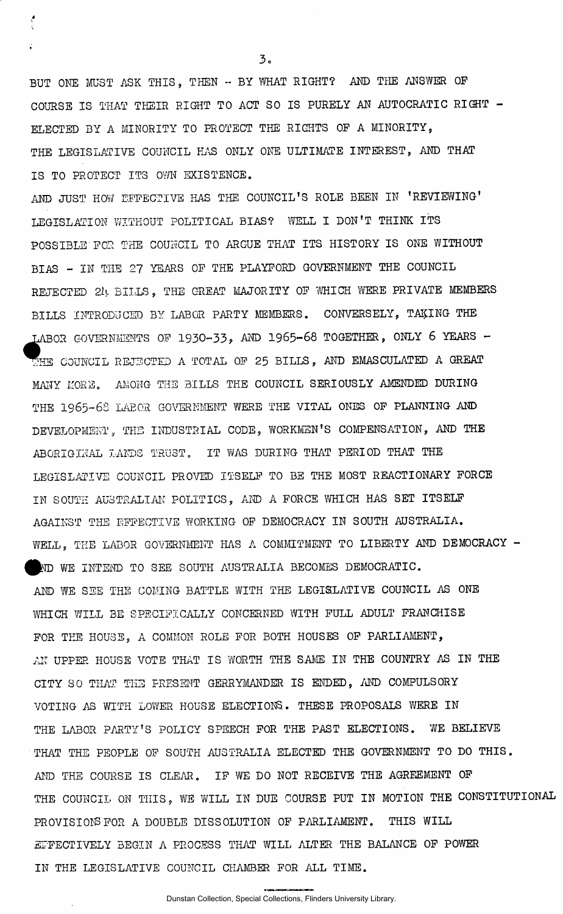BUT ONE MUST ASK THIS, THEN - BY WHAT RIGHT? AND THE ANSWER OF COURSE IS THAT THEIR RIGHT TO ACT SO IS PURELY AN AUTOCRATIC RIGHT - ELECTED BY A MINORITY TO PROTECT THE RIGHTS OF A MINORITY, THE LEGISLATIVE COUNCIL HAS ONLY ONE ULTIMATE INTEREST, AND THAT IS TO PROTECT ITS OWN EXISTENCE.

AND JUST HOW EFFECTIVE HAS THE COUNCIL'S ROLE BEEN IN 'REVIEWING' LEGISLATION WITHOUT POLITICAL BIAS? WELL I DON'T THINK ITS POSSIBLE FOR THE COUNCIL TO ARGUE THAT ITS HISTORY IS ONE WITHOUT BIAS - IN THE 27 YEARS OF THE PLAYFORD GOVERNMENT THE COUNCIL REJECTED 24 BILLS, THE GREAT MAJORITY OF WHICH WERE PRIVATE MEMBERS BILLS INTRODUCED BY LABOR PARTY MEMBERS. CONVERSELY, TAKING THE LABOR GOVERNMENTS OF 1930-33, AND 1965-68 TOGETHER, ONLY 6 YEARS - THE COUNCIL REJECTED A TOTAL OF 25 BILLS, AND EMASCULATED A GREAT MANY MORE. AMONG THE BILLS THE COUNCIL SERIOUSLY AMENDED DURING THE 1965-68 LABOR GOVERNMENT WERE THE VITAL ONES OF PLANNING AND DEVELOPMENT, THE INDUSTRIAL CODE, WORKMEN'S COMPENSATION, AND THE ABORIGINAL LANDS TRUST. IT WAS DURING THAT PERIOD THAT THE LEGISLATIVE COUNCIL PROVED ITSELF TO BE THE MOST REACTIONARY FORCE IN SOUTH AUSTRALIAN POLITICS, AND A FORCE WHICH HAS SET ITSELF AGAINST THE EFFECTIVE WORKING OF DEMOCRACY IN SOUTH AUSTRALIA.

WELL, THE LABOR GOVERNMENT HAS A COMMITMENT TO LIBERTY AND DEMOCRACY - AND WE INTEND TO SEE SOUTH AUSTRALIA BECOMES DEMOCRATIC.

AND WE SEE THE COMING BATTLE WITH THE LEGISLATIVE COUNCIL AS ONE WHICH WILL BE SPECIFICALLY CONCERNED WITH FULL ADULT FRANCHISE FOR THE HOUSE, A COMMON ROLE FOR BOTH HOUSES OF PARLIAMENT, AN UPPER HOUSE VOTE THAT IS WORTH THE SAME IN THE COUNTRY AS IN THE CITY SO THAT THE PRESENT GERRYMANDER IS ENDED, AND COMPULSORY VOTING AS WITH LOWER HOUSE ELECTIONS. THESE PROPOSALS WERE IN THE LABOR PARTY'S POLICY SPEECH FOR THE PAST ELECTIONS. WE BELIEVE THAT THE PEOPLE OF SOUTH AUSTRALIA ELECTED THE GOVERNMENT TO DO THIS. AND THE COURSE IS CLEAR. IF WE DO NOT RECEIVE THE AGREEMENT OF THE COUNCIL ON THIS, WE WILL IN DUE COURSE PUT IN MOTION THE CONSTITUTIONAL PROVISIONS FOR A DOUBLE DISSOLUTION OF PARLIAMENT. THIS WILL EFFECTIVELY BEGIN A PROCESS THAT WILL ALTER THE BALANCE OF POWER IN THE LEGISLATIVE COUNCIL CHAMBER FOR ALL TIME.

Dunstan Collection, Special Collections, Flinders University Library.